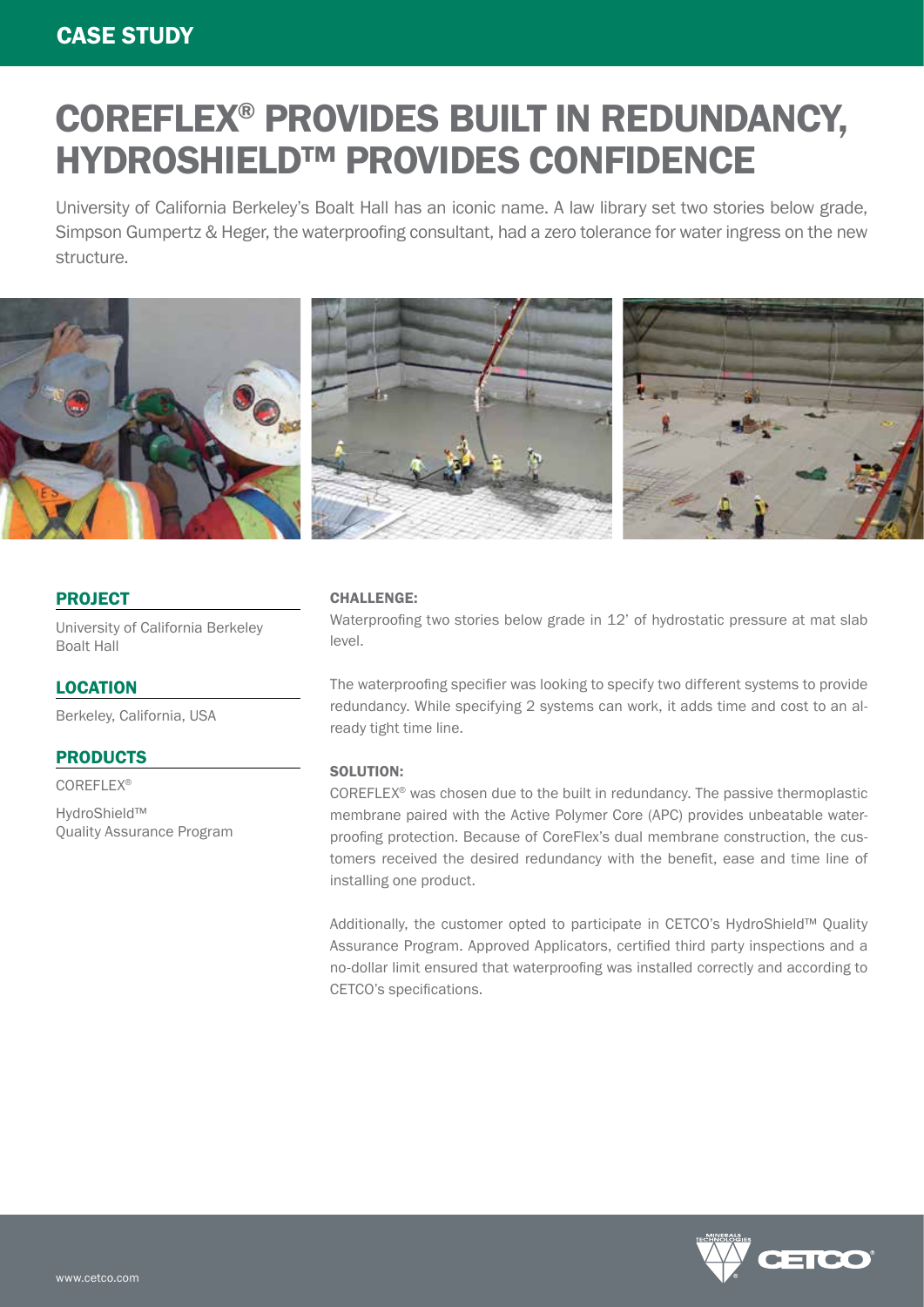CASE STUDY

# COREFLEX® PROVIDES BUILT IN REDUNDANCY, HYDROSHIELD™ PROVIDES CONFIDENCE

University of California Berkeley's Boalt Hall has an iconic name. A law library set two stories below grade, Simpson Gumpertz & Heger, the waterproofing consultant, had a zero tolerance for water ingress on the new structure.

## PROJECT

University of California Berkeley Boalt Hall

## LOCATION

Berkeley, California, USA

## PRODUCTS

COREFLEX®

HydroShield™ Quality Assurance Program

### CHALLENGE:

Waterproofing two stories below grade in 12' of hydrostatic pressure at mat slab level.

The waterproofing specifier was looking to specify two different systems to provide redundancy. While specifying 2 systems can work, it adds time and cost to an already tight time line.

### SOLUTION:

COREFLEX® was chosen due to the built in redundancy. The passive thermoplastic membrane paired with the Active Polymer Core (APC) provides unbeatable waterproofing protection. Because of CoreFlex's dual membrane construction, the customers received the desired redundancy with the benefit, ease and time line of installing one product.

Additionally, the customer opted to participate in CETCO's HydroShield™ Quality Assurance Program. Approved Applicators, certified third party inspections and a no-dollar limit ensured that waterproofing was installed correctly and according to CETCO's specifications.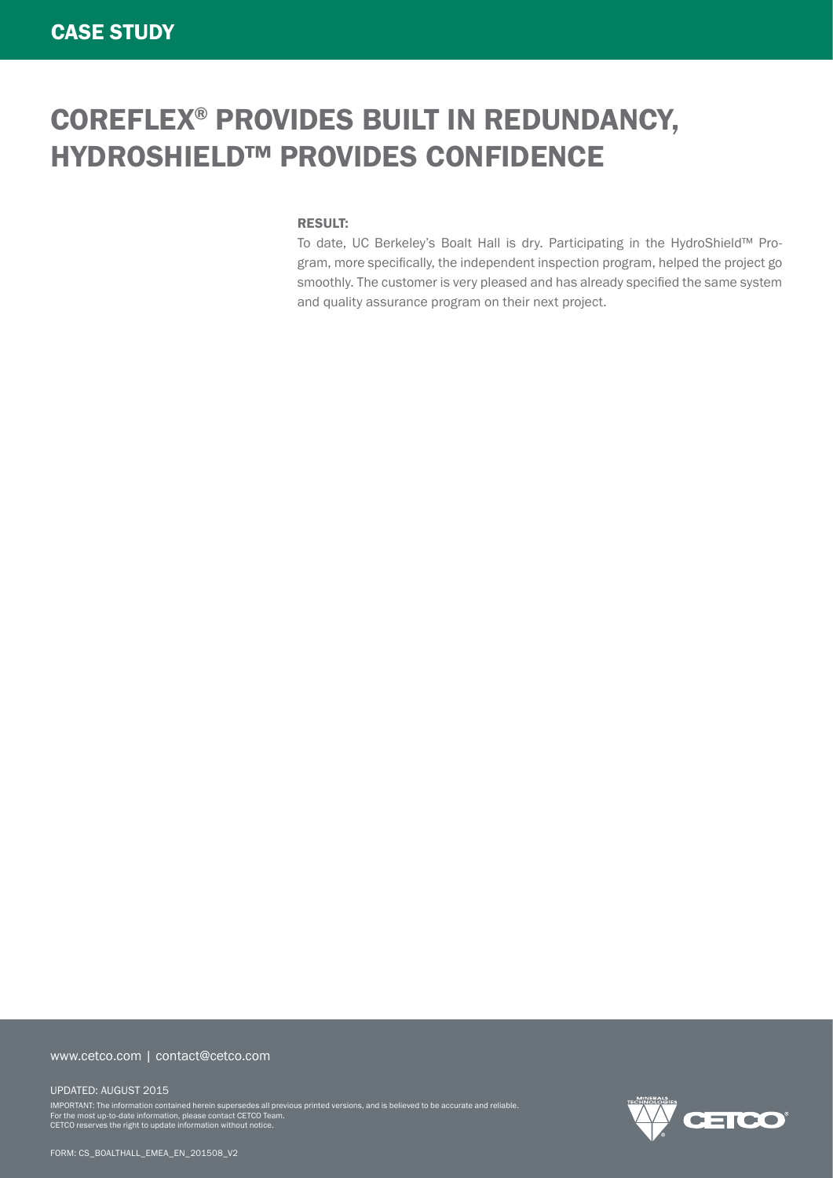# COREFLEX® PROVIDES BUILT IN REDUNDANCY, HYDROSHIELD™ PROVIDES CONFIDENCE

### RESULT:

To date, UC Berkeley's Boalt Hall is dry. Participating in the HydroShield™ Program, more specifically, the independent inspection program, helped the project go smoothly. The customer is very pleased and has already specified the same system and quality assurance program on their next project.

www.cetco.com | contact@cetco.com

UPDATED: AUGUST 2015

IMPORTANT: The information contained herein supersedes all previous printed versions, and is believed to be accurate and reliable.
For the most up-to-date information, please contact CETCO Team.
CETCO reserves the right to update information without notice.

FORM: CS_BOALTHALL_EMEA_EN_201508_V2